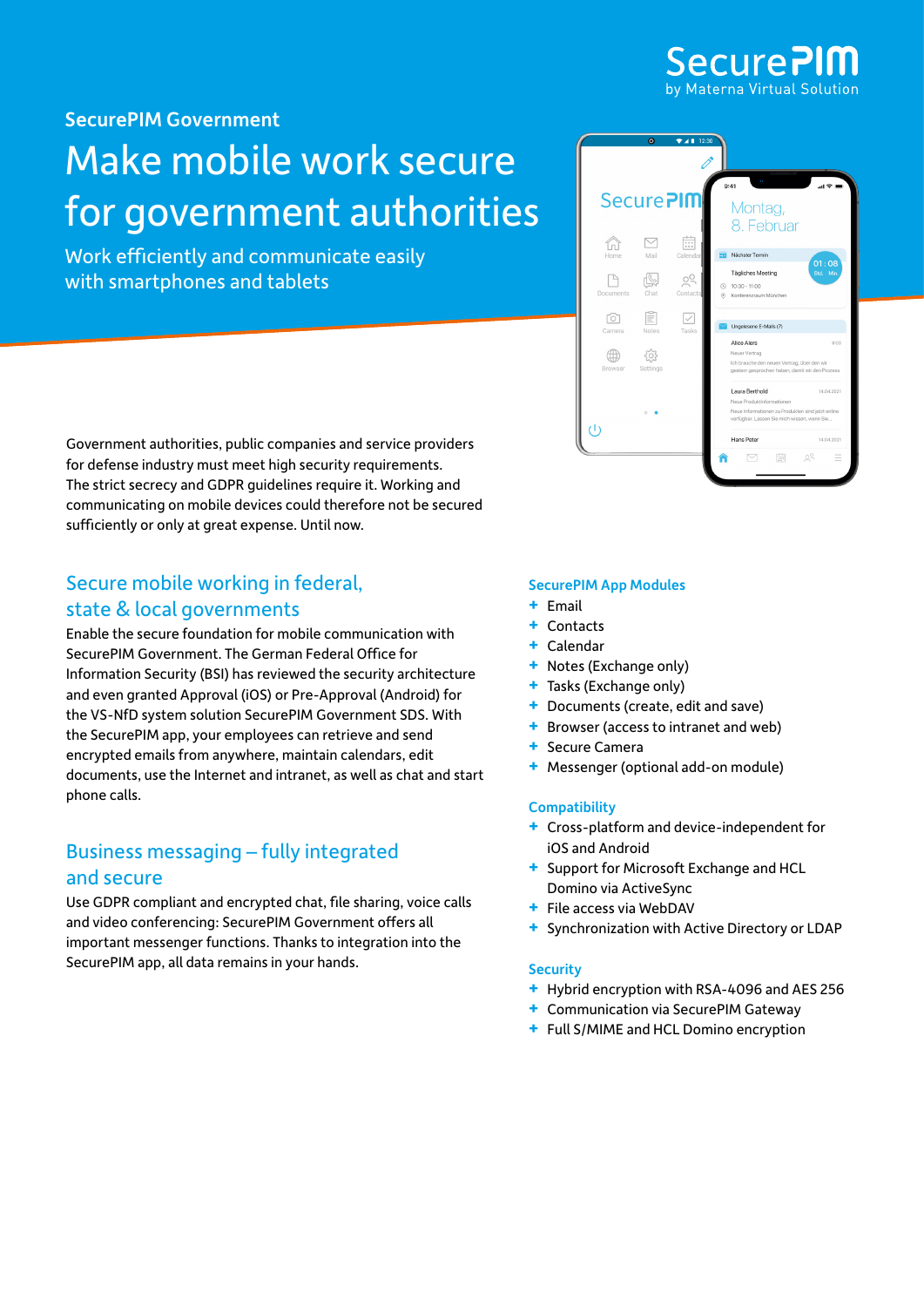SecurePIM
by Materna Virtual Solution

## SecurePIM Government

# Make mobile work secure for government authorities

Work efficiently and communicate easily with smartphones and tablets

Government authorities, public companies and service providers for defense industry must meet high security requirements. The strict secrecy and GDPR guidelines require it. Working and communicating on mobile devices could therefore not be secured sufficiently or only at great expense. Until now.

## Secure mobile working in federal, state & local governments

Enable the secure foundation for mobile communication with SecurePIM Government. The German Federal Office for Information Security (BSI) has reviewed the security architecture and even granted Approval (iOS) or Pre-Approval (Android) for the VS-NfD system solution SecurePIM Government SDS. With the SecurePIM app, your employees can retrieve and send encrypted emails from anywhere, maintain calendars, edit documents, use the Internet and intranet, as well as chat and start phone calls.

## Business messaging – fully integrated and secure

Use GDPR compliant and encrypted chat, file sharing, voice calls and video conferencing: SecurePIM Government offers all important messenger functions. Thanks to integration into the SecurePIM app, all data remains in your hands.

### SecurePIM App Modules

+ Email
+ Contacts
+ Calendar
+ Notes (Exchange only)
+ Tasks (Exchange only)
+ Documents (create, edit and save)
+ Browser (access to intranet and web)
+ Secure Camera
+ Messenger (optional add-on module)

### Compatibility

+ Cross-platform and device-independent for iOS and Android
+ Support for Microsoft Exchange and HCL Domino via ActiveSync
+ File access via WebDAV
+ Synchronization with Active Directory or LDAP

### Security

+ Hybrid encryption with RSA-4096 and AES 256
+ Communication via SecurePIM Gateway
+ Full S/MIME and HCL Domino encryption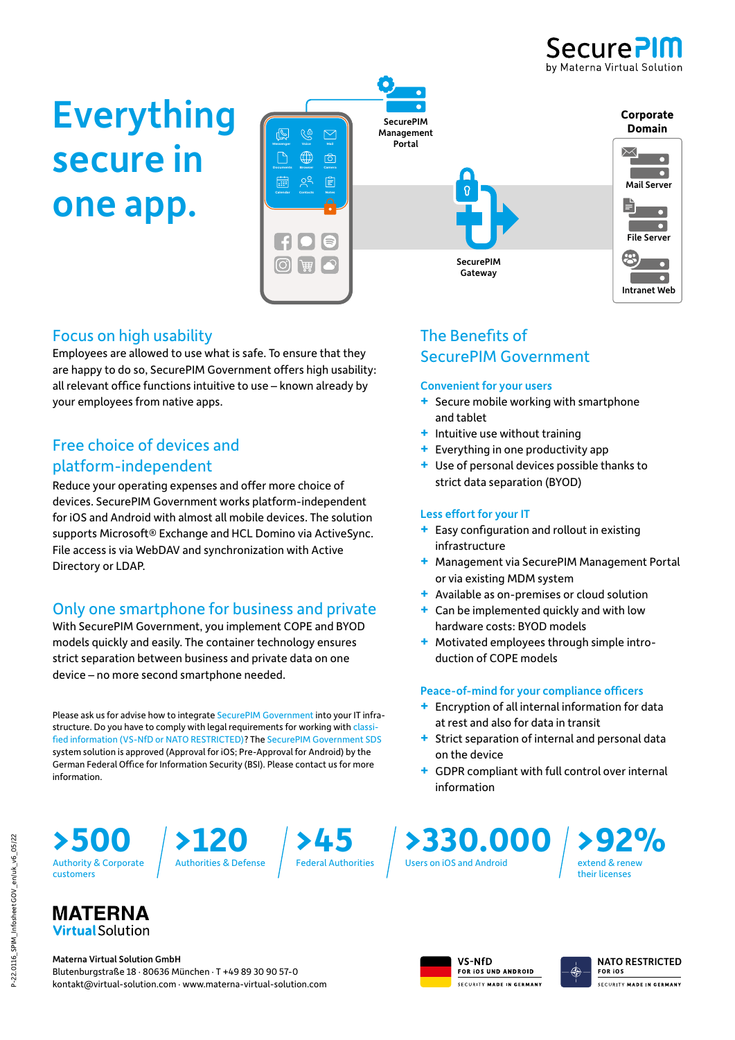SecurePIM
by Materna Virtual Solution

# Everything secure in one app.

SecurePIM Management Portal

Corporate Domain

Mail Server

File Server

Intranet Web

SecurePIM Gateway

## Focus on high usability

Employees are allowed to use what is safe. To ensure that they are happy to do so, SecurePIM Government offers high usability: all relevant office functions intuitive to use – known already by your employees from native apps.

## Free choice of devices and platform-independent

Reduce your operating expenses and offer more choice of devices. SecurePIM Government works platform-independent for iOS and Android with almost all mobile devices. The solution supports Microsoft® Exchange and HCL Domino via ActiveSync. File access is via WebDAV and synchronization with Active Directory or LDAP.

## Only one smartphone for business and private

With SecurePIM Government, you implement COPE and BYOD models quickly and easily. The container technology ensures strict separation between business and private data on one device – no more second smartphone needed.

Please ask us for advise how to integrate SecurePIM Government into your IT infrastructure. Do you have to comply with legal requirements for working with classified information (VS-NfD or NATO RESTRICTED)? The SecurePIM Government SDS system solution is approved (Approval for iOS; Pre-Approval for Android) by the German Federal Office for Information Security (BSI). Please contact us for more information.

## The Benefits of SecurePIM Government

### Convenient for your users

- Secure mobile working with smartphone and tablet
- Intuitive use without training
- Everything in one productivity app
- Use of personal devices possible thanks to strict data separation (BYOD)

### Less effort for your IT

- Easy configuration and rollout in existing infrastructure
- Management via SecurePIM Management Portal or via existing MDM system
- Available as on-premises or cloud solution
- Can be implemented quickly and with low hardware costs: BYOD models
- Motivated employees through simple introduction of COPE models

### Peace-of-mind for your compliance officers

- Encryption of all internal information for data at rest and also for data in transit
- Strict separation of internal and personal data on the device
- GDPR compliant with full control over internal information

**>500** Authority & Corporate customers

**>120** Authorities & Defense

**>45** Federal Authorities

**>330.000** Users on iOS and Android

**>92%** extend & renew their licenses

**MATERNA Virtual Solution**

**Materna Virtual Solution GmbH**
Blutenburgstraße 18 · 80636 München · T +49 89 30 90 57-0
kontakt@virtual-solution.com · www.materna-virtual-solution.com

VS-NfD FOR iOS UND ANDROID – SECURITY MADE IN GERMANY

NATO RESTRICTED FOR iOS – SECURITY MADE IN GERMANY

P-22.0116_SPIM_Infosheet GOV_en/uk_v6_05/22